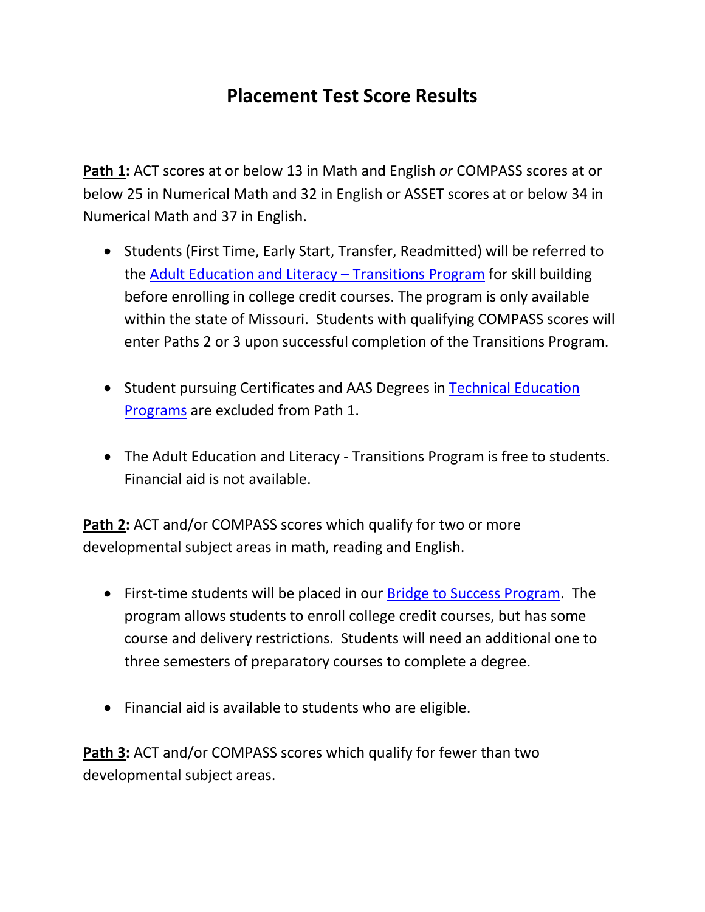# Placement Test Score Results

**Path 1:** ACT scores at or below 13 in Math and English *or* COMPASS scores at or below 25 in Numerical Math and 32 in English or ASSET scores at or below 34 in Numerical Math and 37 in English.

- Students (First Time, Early Start, Transfer, Readmitted) will be referred to the Adult Education and Literacy – Transitions Program for skill building before enrolling in college credit courses. The program is only available within the state of Missouri. Students with qualifying COMPASS scores will enter Paths 2 or 3 upon successful completion of the Transitions Program.

- Student pursuing Certificates and AAS Degrees in Technical Education Programs are excluded from Path 1.

- The Adult Education and Literacy - Transitions Program is free to students. Financial aid is not available.

**Path 2:** ACT and/or COMPASS scores which qualify for two or more developmental subject areas in math, reading and English.

- First-time students will be placed in our Bridge to Success Program. The program allows students to enroll college credit courses, but has some course and delivery restrictions. Students will need an additional one to three semesters of preparatory courses to complete a degree.

- Financial aid is available to students who are eligible.

**Path 3:** ACT and/or COMPASS scores which qualify for fewer than two developmental subject areas.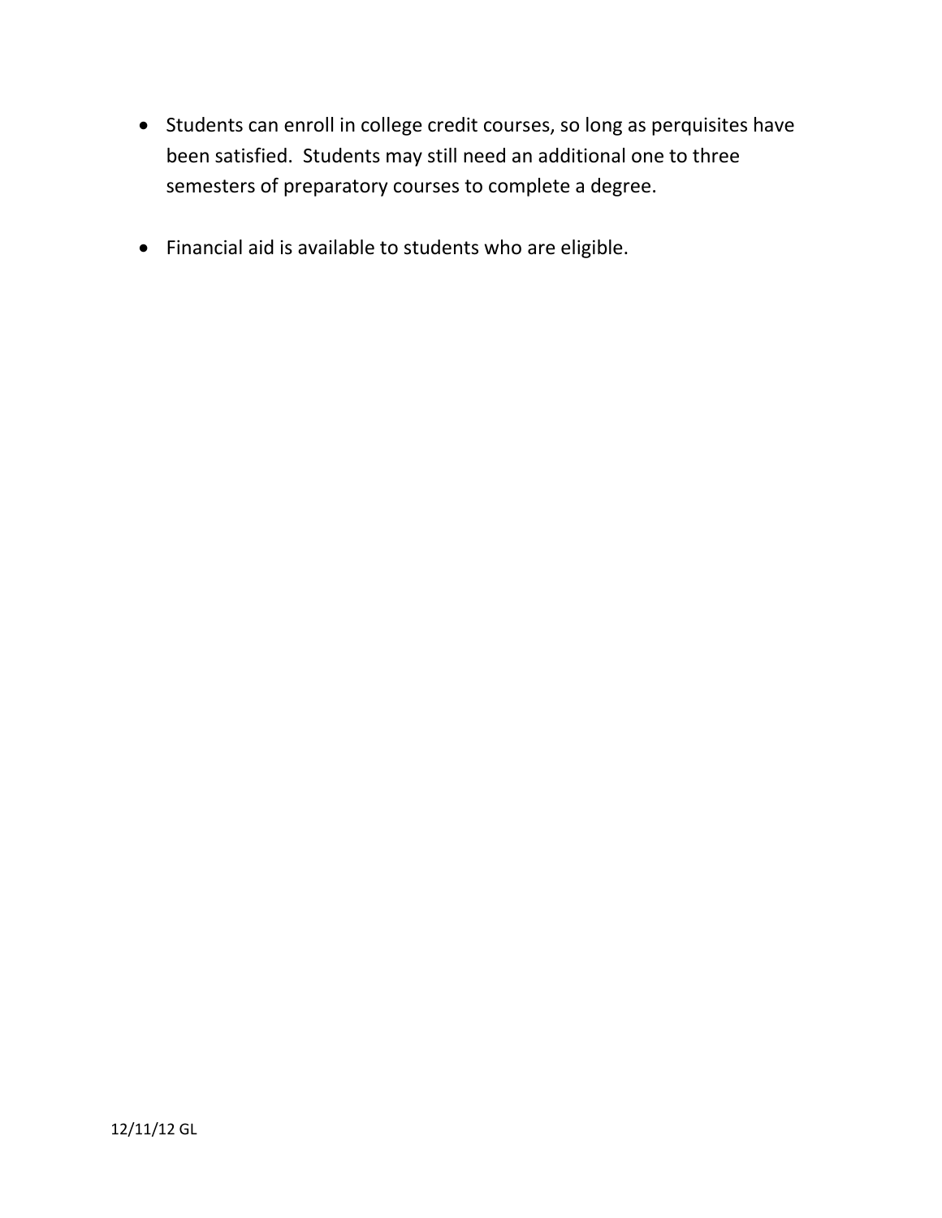- Students can enroll in college credit courses, so long as perquisites have been satisfied. Students may still need an additional one to three semesters of preparatory courses to complete a degree.

- Financial aid is available to students who are eligible.

12/11/12 GL